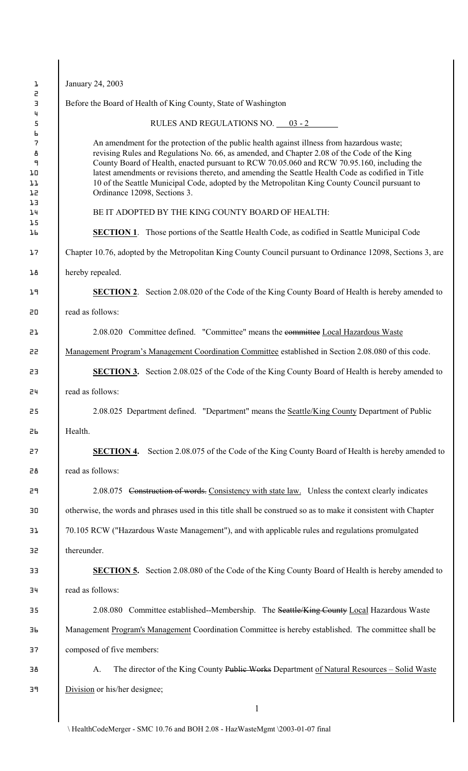January 24, 2003

Before the Board of Health of King County, State of Washington

RULES AND REGULATIONS NO. 03 - 2

An amendment for the protection of the public health against illness from hazardous waste; revising Rules and Regulations No. 66, as amended, and Chapter 2.08 of the Code of the King County Board of Health, enacted pursuant to RCW 70.05.060 and RCW 70.95.160, including the latest amendments or revisions thereto, and amending the Seattle Health Code as codified in Title 10 of the Seattle Municipal Code, adopted by the Metropolitan King County Council pursuant to Ordinance 12098, Sections 3.

BE IT ADOPTED BY THE KING COUNTY BOARD OF HEALTH:

**SECTION 1**. Those portions of the Seattle Health Code, as codified in Seattle Municipal Code Chapter 10.76, adopted by the Metropolitan King County Council pursuant to Ordinance 12098, Sections 3, are hereby repealed.

**SECTION 2**. Section 2.08.020 of the Code of the King County Board of Health is hereby amended to read as follows:

2.08.020 Committee defined. "Committee" means the ~~committee~~ <u>Local Hazardous Waste Management Program's Management Coordination Committee</u> established in Section 2.08.080 of this code.

**SECTION 3.** Section 2.08.025 of the Code of the King County Board of Health is hereby amended to read as follows:

2.08.025 Department defined. "Department" means the <u>Seattle/King County</u> Department of Public Health.

**SECTION 4.** Section 2.08.075 of the Code of the King County Board of Health is hereby amended to read as follows:

2.08.075 ~~Construction of words.~~ <u>Consistency with state law.</u> Unless the context clearly indicates otherwise, the words and phrases used in this title shall be construed so as to make it consistent with Chapter 70.105 RCW ("Hazardous Waste Management"), and with applicable rules and regulations promulgated thereunder.

**SECTION 5.** Section 2.08.080 of the Code of the King County Board of Health is hereby amended to read as follows:

2.08.080 Committee established--Membership. The ~~Seattle/King County~~ <u>Local</u> Hazardous Waste Management <u>Program's Management</u> Coordination Committee is hereby established. The committee shall be composed of five members:

A. The director of the King County ~~Public Works~~ Department <u>of Natural Resources – Solid Waste Division</u> or his/her designee;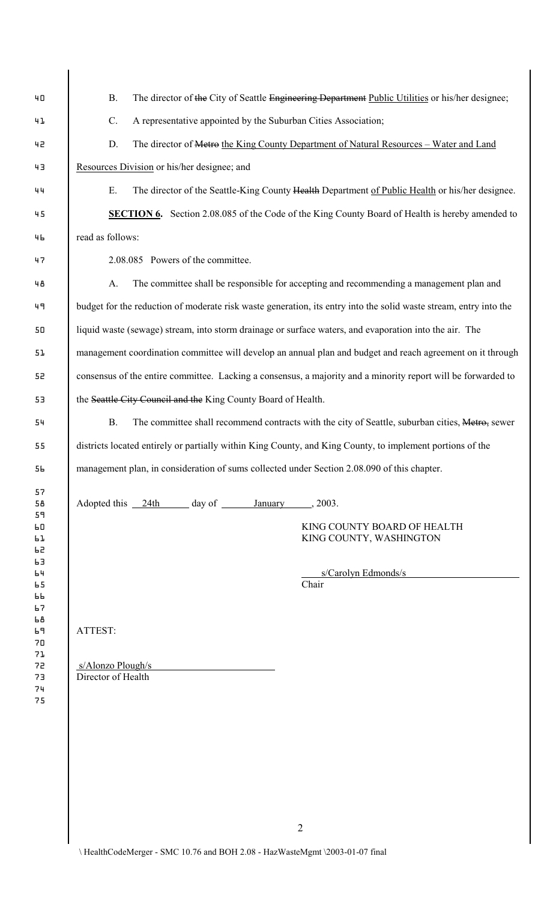B. The director of ~~the~~ City of Seattle ~~Engineering Department~~ Public Utilities or his/her designee;

C. A representative appointed by the Suburban Cities Association;

D. The director of ~~Metro~~ the King County Department of Natural Resources – Water and Land Resources Division or his/her designee; and

E. The director of the Seattle-King County ~~Health~~ Department of Public Health or his/her designee.

**SECTION 6.** Section 2.08.085 of the Code of the King County Board of Health is hereby amended to read as follows:

2.08.085 Powers of the committee.

A. The committee shall be responsible for accepting and recommending a management plan and budget for the reduction of moderate risk waste generation, its entry into the solid waste stream, entry into the liquid waste (sewage) stream, into storm drainage or surface waters, and evaporation into the air. The management coordination committee will develop an annual plan and budget and reach agreement on it through consensus of the entire committee. Lacking a consensus, a majority and a minority report will be forwarded to the ~~Seattle City Council and the~~ King County Board of Health.

B. The committee shall recommend contracts with the city of Seattle, suburban cities, ~~Metro,~~ sewer districts located entirely or partially within King County, and King County, to implement portions of the management plan, in consideration of sums collected under Section 2.08.090 of this chapter.

Adopted this 24th day of January, 2003.

KING COUNTY BOARD OF HEALTH
KING COUNTY, WASHINGTON

s/Carolyn Edmonds/s
Chair

ATTEST:

s/Alonzo Plough/s
Director of Health